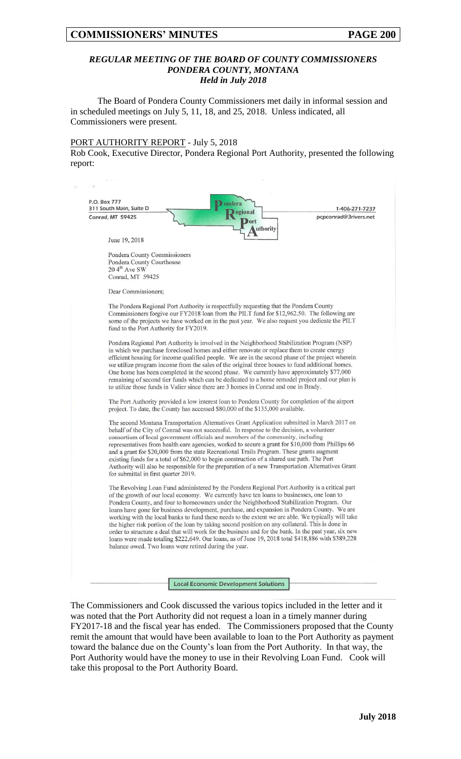## *REGULAR MEETING OF THE BOARD OF COUNTY COMMISSIONERS PONDERA COUNTY, MONTANA Held in July 2018*

The Board of Pondera County Commissioners met daily in informal session and in scheduled meetings on July 5, 11, 18, and 25, 2018. Unless indicated, all Commissioners were present.

PORT AUTHORITY REPORT - July 5, 2018

Rob Cook, Executive Director, Pondera Regional Port Authority, presented the following report:

P.O. Box 777
311 South Main, Suite D
Conrad, MT 59425

Pondera Regional Port Authority

1-406-271-7237
pcpconrad@3rivers.net

June 19, 2018

Pondera County Commissioners
Pondera County Courthouse
20 4th Ave SW
Conrad, MT 59425

Dear Commissioners;

The Pondera Regional Port Authority is respectfully requesting that the Pondera County Commissioners forgive our FY2018 loan from the PILT fund for $12,962.50. The following are some of the projects we have worked on in the past year. We also request you dedicate the PILT fund to the Port Authority for FY2019.

Pondera Regional Port Authority is involved in the Neighborhood Stabilization Program (NSP) in which we purchase foreclosed homes and either renovate or replace them to create energy efficient housing for income qualified people. We are in the second phase of the project wherein we utilize program income from the sales of the original three houses to fund additional homes. One home has been completed in the second phase. We currently have approximately $77,000 remaining of second tier funds which can be dedicated to a home remodel project and our plan is to utilize those funds in Valier since there are 3 homes in Conrad and one in Brady.

The Port Authority provided a low interest loan to Pondera County for completion of the airport project. To date, the County has accessed $80,000 of the $135,000 available.

The second Montana Transportation Alternatives Grant Application submitted in March 2017 on behalf of the City of Conrad was not successful. In response to the decision, a volunteer consortium of local government officials and members of the community, including representatives from health care agencies, worked to secure a grant for $10,000 from Phillips 66 and a grant for $20,000 from the state Recreational Trails Program. These grants augment existing funds for a total of $62,000 to begin construction of a shared use path. The Port Authority will also be responsible for the preparation of a new Transportation Alternatives Grant for submittal in first quarter 2019.

The Revolving Loan Fund administered by the Pondera Regional Port Authority is a critical part of the growth of our local economy. We currently have ten loans to businesses, one loan to Pondera County, and four to homeowners under the Neighborhood Stabilization Program. Our loans have gone for business development, purchase, and expansion in Pondera County. We are working with the local banks to fund these needs to the extent we are able. We typically will take the higher risk portion of the loan by taking second position on any collateral. This is done in order to structure a deal that will work for the business and for the bank. In the past year, six new loans were made totaling $222,649. Our loans, as of June 19, 2018 total $418,886 with $389,228 balance owed. Two loans were retired during the year.

Local Economic Development Solutions

The Commissioners and Cook discussed the various topics included in the letter and it was noted that the Port Authority did not request a loan in a timely manner during FY2017-18 and the fiscal year has ended. The Commissioners proposed that the County remit the amount that would have been available to loan to the Port Authority as payment toward the balance due on the County's loan from the Port Authority. In that way, the Port Authority would have the money to use in their Revolving Loan Fund. Cook will take this proposal to the Port Authority Board.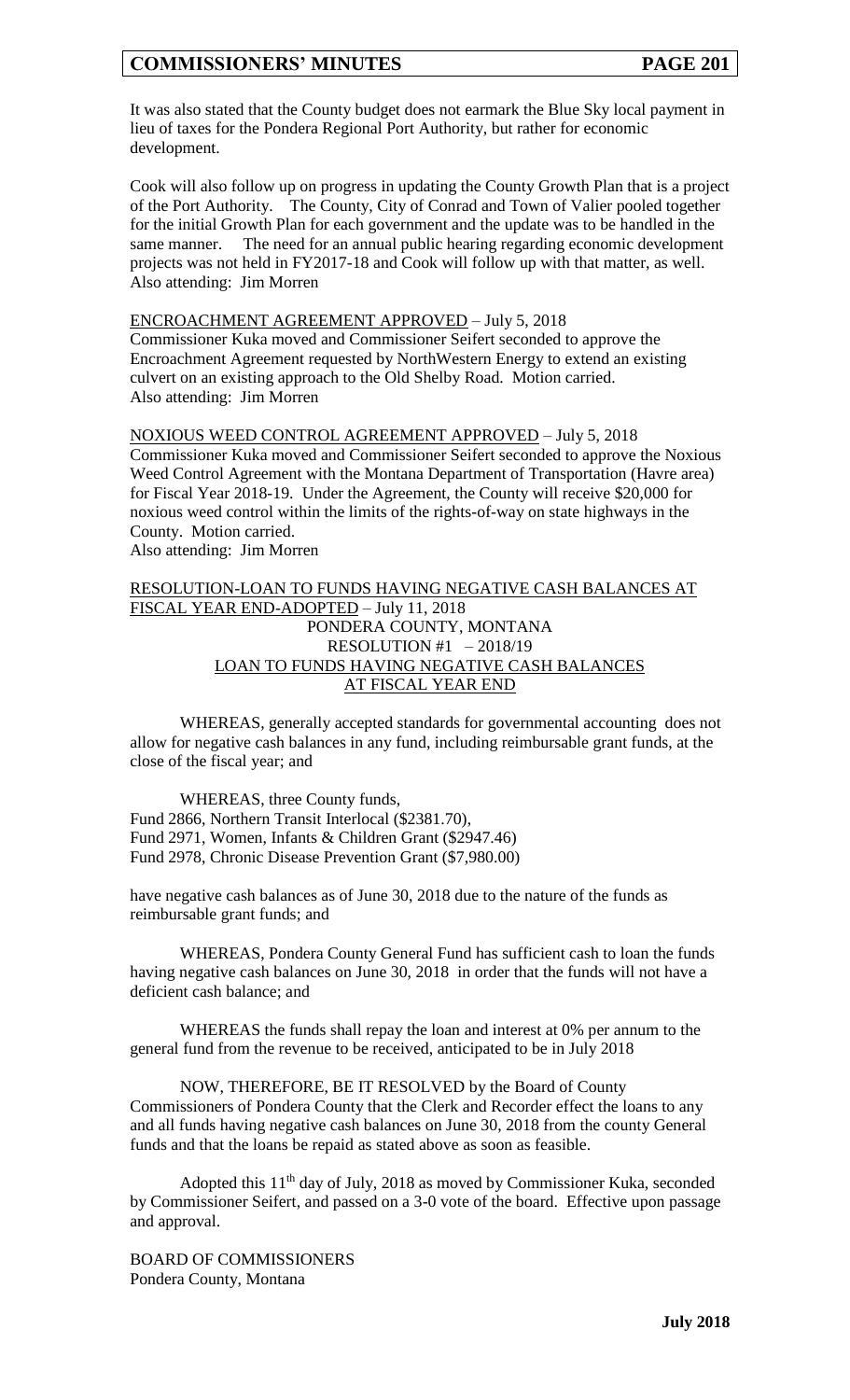It was also stated that the County budget does not earmark the Blue Sky local payment in lieu of taxes for the Pondera Regional Port Authority, but rather for economic development.

Cook will also follow up on progress in updating the County Growth Plan that is a project of the Port Authority. The County, City of Conrad and Town of Valier pooled together for the initial Growth Plan for each government and the update was to be handled in the same manner. The need for an annual public hearing regarding economic development projects was not held in FY2017-18 and Cook will follow up with that matter, as well.
Also attending: Jim Morren

ENCROACHMENT AGREEMENT APPROVED – July 5, 2018
Commissioner Kuka moved and Commissioner Seifert seconded to approve the Encroachment Agreement requested by NorthWestern Energy to extend an existing culvert on an existing approach to the Old Shelby Road. Motion carried.
Also attending: Jim Morren

NOXIOUS WEED CONTROL AGREEMENT APPROVED – July 5, 2018
Commissioner Kuka moved and Commissioner Seifert seconded to approve the Noxious Weed Control Agreement with the Montana Department of Transportation (Havre area) for Fiscal Year 2018-19. Under the Agreement, the County will receive $20,000 for noxious weed control within the limits of the rights-of-way on state highways in the County. Motion carried.
Also attending: Jim Morren

RESOLUTION-LOAN TO FUNDS HAVING NEGATIVE CASH BALANCES AT FISCAL YEAR END-ADOPTED – July 11, 2018

PONDERA COUNTY, MONTANA
RESOLUTION #1 – 2018/19
LOAN TO FUNDS HAVING NEGATIVE CASH BALANCES
AT FISCAL YEAR END

WHEREAS, generally accepted standards for governmental accounting does not allow for negative cash balances in any fund, including reimbursable grant funds, at the close of the fiscal year; and

WHEREAS, three County funds,
Fund 2866, Northern Transit Interlocal ($2381.70),
Fund 2971, Women, Infants & Children Grant ($2947.46)
Fund 2978, Chronic Disease Prevention Grant ($7,980.00)

have negative cash balances as of June 30, 2018 due to the nature of the funds as reimbursable grant funds; and

WHEREAS, Pondera County General Fund has sufficient cash to loan the funds having negative cash balances on June 30, 2018 in order that the funds will not have a deficient cash balance; and

WHEREAS the funds shall repay the loan and interest at 0% per annum to the general fund from the revenue to be received, anticipated to be in July 2018

NOW, THEREFORE, BE IT RESOLVED by the Board of County Commissioners of Pondera County that the Clerk and Recorder effect the loans to any and all funds having negative cash balances on June 30, 2018 from the county General funds and that the loans be repaid as stated above as soon as feasible.

Adopted this 11th day of July, 2018 as moved by Commissioner Kuka, seconded by Commissioner Seifert, and passed on a 3-0 vote of the board. Effective upon passage and approval.

BOARD OF COMMISSIONERS
Pondera County, Montana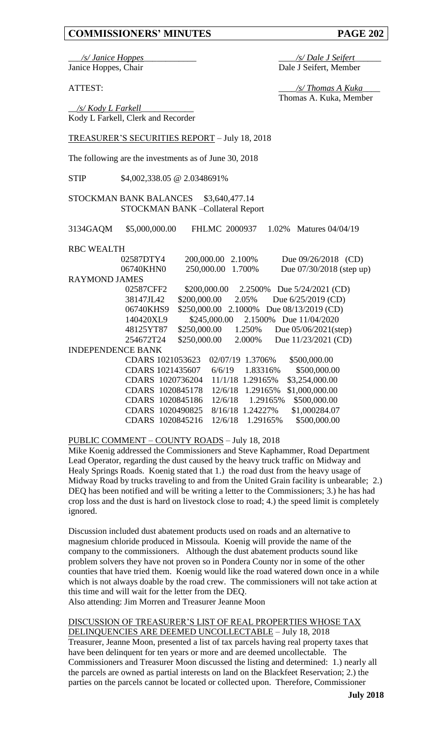___/s/ Janice Hoppes_____________ ____/s/ Dale J Seifert______
Janice Hoppes, Chair Dale J Seifert, Member

ATTEST: ____/s/ Thomas A Kuka____
Thomas A. Kuka, Member

__/s/ Kody L Farkell____________
Kody L Farkell, Clerk and Recorder

TREASURER'S SECURITIES REPORT – July 18, 2018

The following are the investments as of June 30, 2018

STIP $4,002,338.05 @ 2.0348691%

STOCKMAN BANK BALANCES $3,640,477.14
STOCKMAN BANK –Collateral Report

3134GAQM $5,000,000.00 FHLMC 2000937 1.02% Matures 04/04/19

RBC WEALTH

| | | | |
|---|---|---|---|
| 02587DTY4 | 200,000.00 | 2.100% | Due 09/26/2018 (CD) |
| 06740KHN0 | 250,000.00 | 1.700% | Due 07/30/2018 (step up) |

RAYMOND JAMES

| | | | |
|---|---|---|---|
| 02587CFF2 | $200,000.00 | 2.2500% | Due 5/24/2021 (CD) |
| 38147JL42 | $200,000.00 | 2.05% | Due 6/25/2019 (CD) |
| 06740KHS9 | $250,000.00 | 2.1000% | Due 08/13/2019 (CD) |
| 140420XL9 | $245,000.00 | 2.1500% | Due 11/04/2020 |
| 48125YT87 | $250,000.00 | 1.250% | Due 05/06/2021(step) |
| 254672T24 | $250,000.00 | 2.000% | Due 11/23/2021 (CD) |

INDEPENDENCE BANK

| | | | |
|---|---|---|---|
| CDARS 1021053623 | 02/07/19 | 1.3706% | $500,000.00 |
| CDARS 1021435607 | 6/6/19 | 1.83316% | $500,000.00 |
| CDARS 1020736204 | 11/1/18 | 1.29165% | $3,254,000.00 |
| CDARS 1020845178 | 12/6/18 | 1.29165% | $1,000,000.00 |
| CDARS 1020845186 | 12/6/18 | 1.29165% | $500,000.00 |
| CDARS 1020490825 | 8/16/18 | 1.24227% | $1,000284.07 |
| CDARS 1020845216 | 12/6/18 | 1.29165% | $500,000.00 |

PUBLIC COMMENT – COUNTY ROADS – July 18, 2018

Mike Koenig addressed the Commissioners and Steve Kaphammer, Road Department Lead Operator, regarding the dust caused by the heavy truck traffic on Midway and Healy Springs Roads. Koenig stated that 1.) the road dust from the heavy usage of Midway Road by trucks traveling to and from the United Grain facility is unbearable; 2.) DEQ has been notified and will be writing a letter to the Commissioners; 3.) he has had crop loss and the dust is hard on livestock close to road; 4.) the speed limit is completely ignored.

Discussion included dust abatement products used on roads and an alternative to magnesium chloride produced in Missoula. Koenig will provide the name of the company to the commissioners. Although the dust abatement products sound like problem solvers they have not proven so in Pondera County nor in some of the other counties that have tried them. Koenig would like the road watered down once in a while which is not always doable by the road crew. The commissioners will not take action at this time and will wait for the letter from the DEQ.
Also attending: Jim Morren and Treasurer Jeanne Moon

DISCUSSION OF TREASURER'S LIST OF REAL PROPERTIES WHOSE TAX DELINQUENCIES ARE DEEMED UNCOLLECTABLE – July 18, 2018

Treasurer, Jeanne Moon, presented a list of tax parcels having real property taxes that have been delinquent for ten years or more and are deemed uncollectable. The Commissioners and Treasurer Moon discussed the listing and determined: 1.) nearly all the parcels are owned as partial interests on land on the Blackfeet Reservation; 2.) the parties on the parcels cannot be located or collected upon. Therefore, Commissioner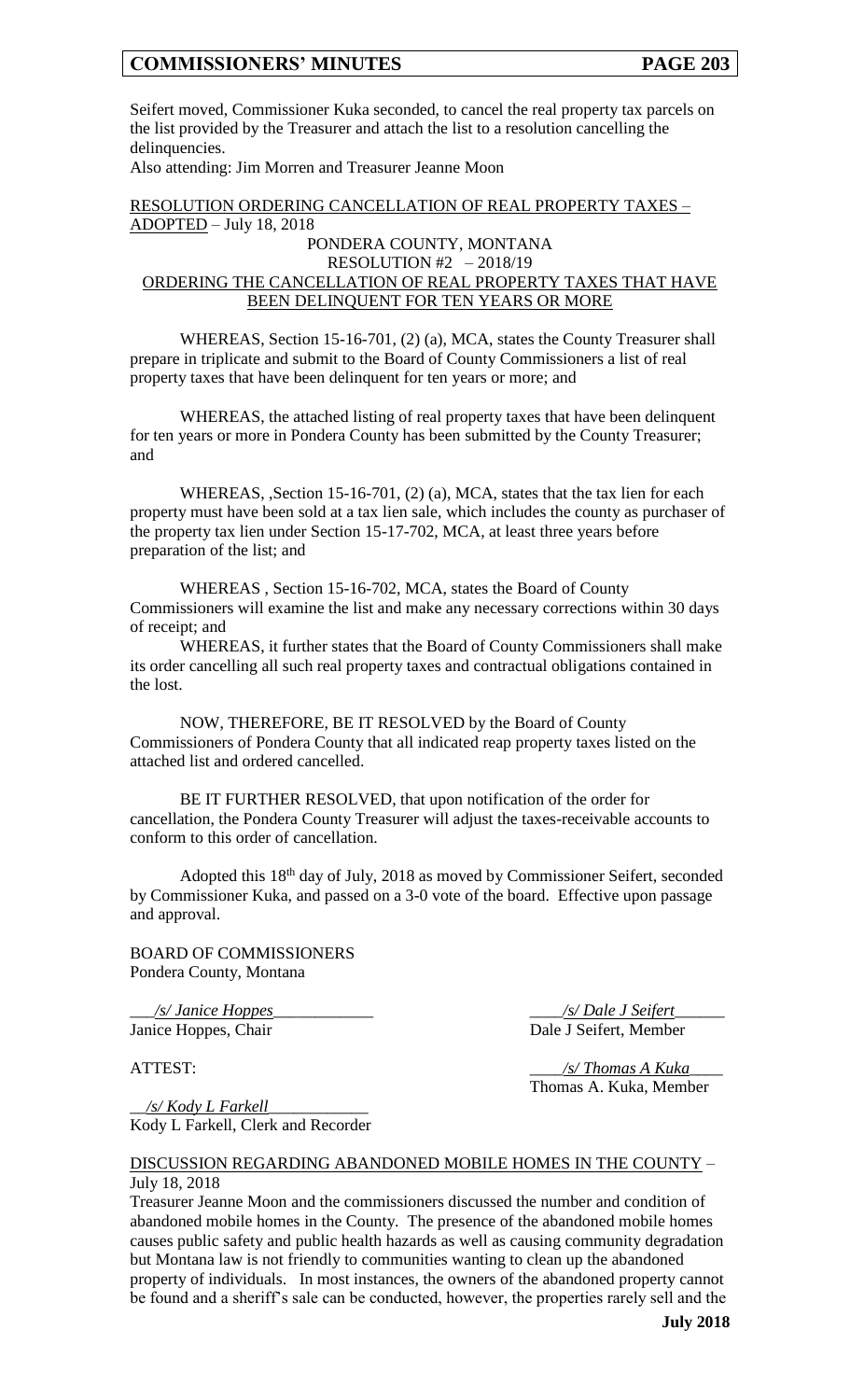Seifert moved, Commissioner Kuka seconded, to cancel the real property tax parcels on the list provided by the Treasurer and attach the list to a resolution cancelling the delinquencies.

Also attending: Jim Morren and Treasurer Jeanne Moon

RESOLUTION ORDERING CANCELLATION OF REAL PROPERTY TAXES – ADOPTED – July 18, 2018

PONDERA COUNTY, MONTANA
RESOLUTION #2 – 2018/19
ORDERING THE CANCELLATION OF REAL PROPERTY TAXES THAT HAVE BEEN DELINQUENT FOR TEN YEARS OR MORE

WHEREAS, Section 15-16-701, (2) (a), MCA, states the County Treasurer shall prepare in triplicate and submit to the Board of County Commissioners a list of real property taxes that have been delinquent for ten years or more; and

WHEREAS, the attached listing of real property taxes that have been delinquent for ten years or more in Pondera County has been submitted by the County Treasurer; and

WHEREAS, ,Section 15-16-701, (2) (a), MCA, states that the tax lien for each property must have been sold at a tax lien sale, which includes the county as purchaser of the property tax lien under Section 15-17-702, MCA, at least three years before preparation of the list; and

WHEREAS , Section 15-16-702, MCA, states the Board of County Commissioners will examine the list and make any necessary corrections within 30 days of receipt; and

WHEREAS, it further states that the Board of County Commissioners shall make its order cancelling all such real property taxes and contractual obligations contained in the lost.

NOW, THEREFORE, BE IT RESOLVED by the Board of County Commissioners of Pondera County that all indicated reap property taxes listed on the attached list and ordered cancelled.

BE IT FURTHER RESOLVED, that upon notification of the order for cancellation, the Pondera County Treasurer will adjust the taxes-receivable accounts to conform to this order of cancellation.

Adopted this 18th day of July, 2018 as moved by Commissioner Seifert, seconded by Commissioner Kuka, and passed on a 3-0 vote of the board. Effective upon passage and approval.

BOARD OF COMMISSIONERS
Pondera County, Montana

*/s/ Janice Hoppes*
Janice Hoppes, Chair

*/s/ Dale J Seifert*
Dale J Seifert, Member

ATTEST:

*/s/ Thomas A Kuka*
Thomas A. Kuka, Member

*/s/ Kody L Farkell*
Kody L Farkell, Clerk and Recorder

DISCUSSION REGARDING ABANDONED MOBILE HOMES IN THE COUNTY – July 18, 2018

Treasurer Jeanne Moon and the commissioners discussed the number and condition of abandoned mobile homes in the County. The presence of the abandoned mobile homes causes public safety and public health hazards as well as causing community degradation but Montana law is not friendly to communities wanting to clean up the abandoned property of individuals. In most instances, the owners of the abandoned property cannot be found and a sheriff's sale can be conducted, however, the properties rarely sell and the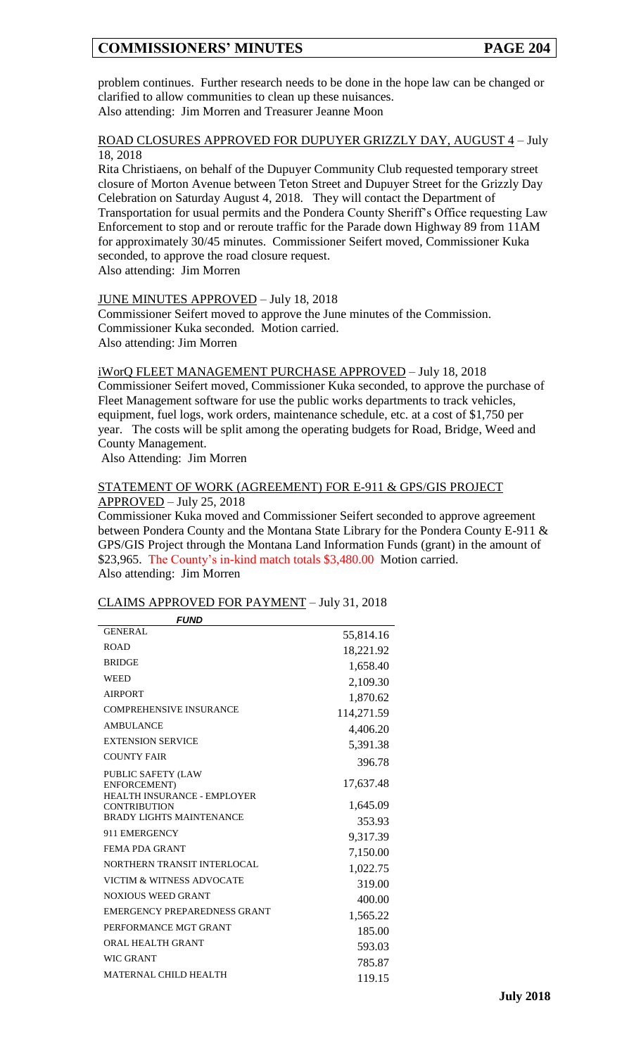problem continues. Further research needs to be done in the hope law can be changed or clarified to allow communities to clean up these nuisances.
Also attending: Jim Morren and Treasurer Jeanne Moon

ROAD CLOSURES APPROVED FOR DUPUYER GRIZZLY DAY, AUGUST 4 – July 18, 2018

Rita Christiaens, on behalf of the Dupuyer Community Club requested temporary street closure of Morton Avenue between Teton Street and Dupuyer Street for the Grizzly Day Celebration on Saturday August 4, 2018. They will contact the Department of Transportation for usual permits and the Pondera County Sheriff's Office requesting Law Enforcement to stop and or reroute traffic for the Parade down Highway 89 from 11AM for approximately 30/45 minutes. Commissioner Seifert moved, Commissioner Kuka seconded, to approve the road closure request.
Also attending: Jim Morren

JUNE MINUTES APPROVED – July 18, 2018

Commissioner Seifert moved to approve the June minutes of the Commission. Commissioner Kuka seconded. Motion carried.
Also attending: Jim Morren

iWorQ FLEET MANAGEMENT PURCHASE APPROVED – July 18, 2018

Commissioner Seifert moved, Commissioner Kuka seconded, to approve the purchase of Fleet Management software for use the public works departments to track vehicles, equipment, fuel logs, work orders, maintenance schedule, etc. at a cost of $1,750 per year. The costs will be split among the operating budgets for Road, Bridge, Weed and County Management.
Also Attending: Jim Morren

STATEMENT OF WORK (AGREEMENT) FOR E-911 & GPS/GIS PROJECT APPROVED – July 25, 2018

Commissioner Kuka moved and Commissioner Seifert seconded to approve agreement between Pondera County and the Montana State Library for the Pondera County E-911 & GPS/GIS Project through the Montana Land Information Funds (grant) in the amount of $23,965. The County's in-kind match totals $3,480.00 Motion carried.
Also attending: Jim Morren

CLAIMS APPROVED FOR PAYMENT – July 31, 2018

| *FUND* | |
|---|---|
| GENERAL | 55,814.16 |
| ROAD | 18,221.92 |
| BRIDGE | 1,658.40 |
| WEED | 2,109.30 |
| AIRPORT | 1,870.62 |
| COMPREHENSIVE INSURANCE | 114,271.59 |
| AMBULANCE | 4,406.20 |
| EXTENSION SERVICE | 5,391.38 |
| COUNTY FAIR | 396.78 |
| PUBLIC SAFETY (LAW ENFORCEMENT) | 17,637.48 |
| HEALTH INSURANCE - EMPLOYER CONTRIBUTION | 1,645.09 |
| BRADY LIGHTS MAINTENANCE | 353.93 |
| 911 EMERGENCY | 9,317.39 |
| FEMA PDA GRANT | 7,150.00 |
| NORTHERN TRANSIT INTERLOCAL | 1,022.75 |
| VICTIM & WITNESS ADVOCATE | 319.00 |
| NOXIOUS WEED GRANT | 400.00 |
| EMERGENCY PREPAREDNESS GRANT | 1,565.22 |
| PERFORMANCE MGT GRANT | 185.00 |
| ORAL HEALTH GRANT | 593.03 |
| WIC GRANT | 785.87 |
| MATERNAL CHILD HEALTH | 119.15 |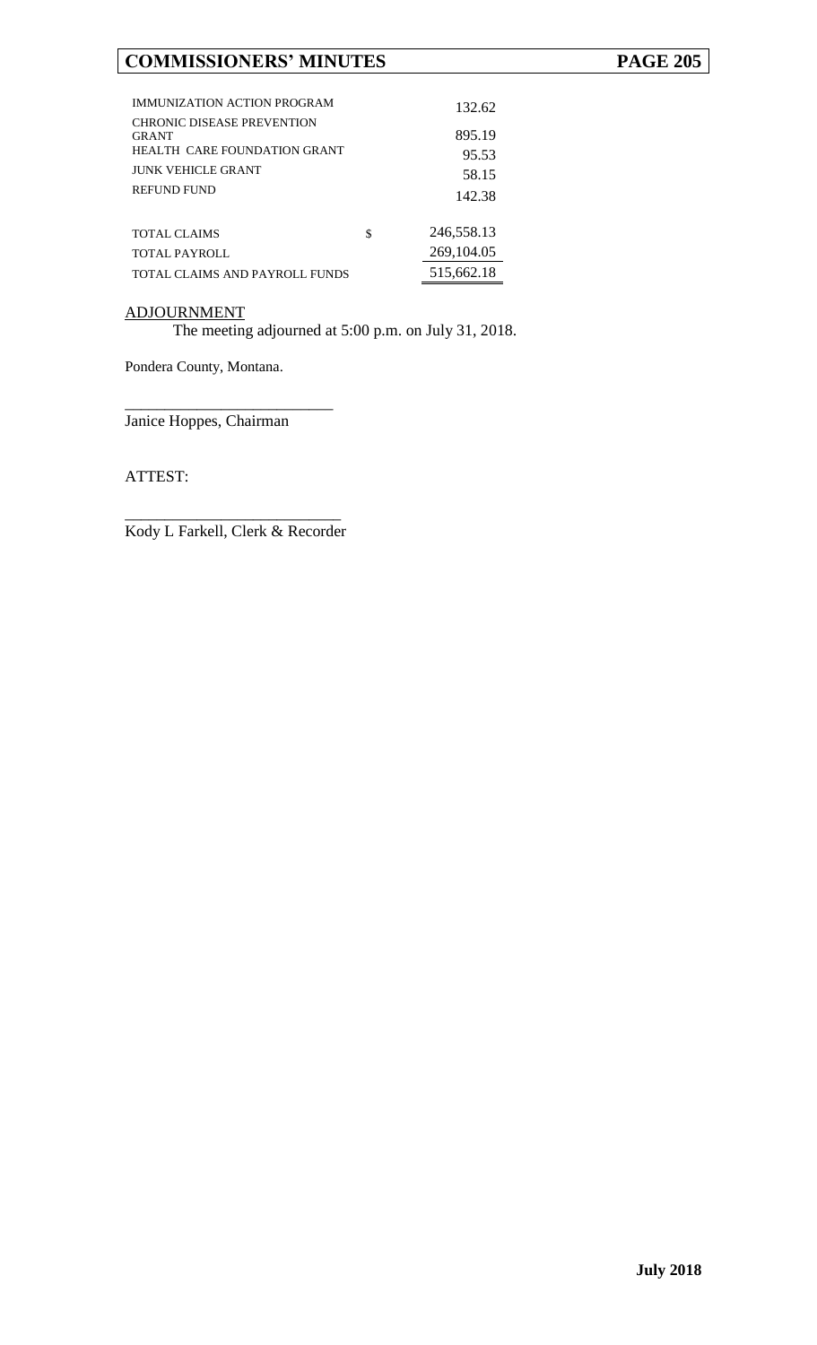| | | |
|---|---|---|
| IMMUNIZATION ACTION PROGRAM | | 132.62 |
| CHRONIC DISEASE PREVENTION GRANT | | 895.19 |
| HEALTH CARE FOUNDATION GRANT | | 95.53 |
| JUNK VEHICLE GRANT | | 58.15 |
| REFUND FUND | | 142.38 |
| | | |
| TOTAL CLAIMS | $ | 246,558.13 |
| TOTAL PAYROLL | | 269,104.05 |
| TOTAL CLAIMS AND PAYROLL FUNDS | | 515,662.18 |

ADJOURNMENT

The meeting adjourned at 5:00 p.m. on July 31, 2018.

Pondera County, Montana.

___________________________

Janice Hoppes, Chairman

ATTEST:

___________________________

Kody L Farkell, Clerk & Recorder